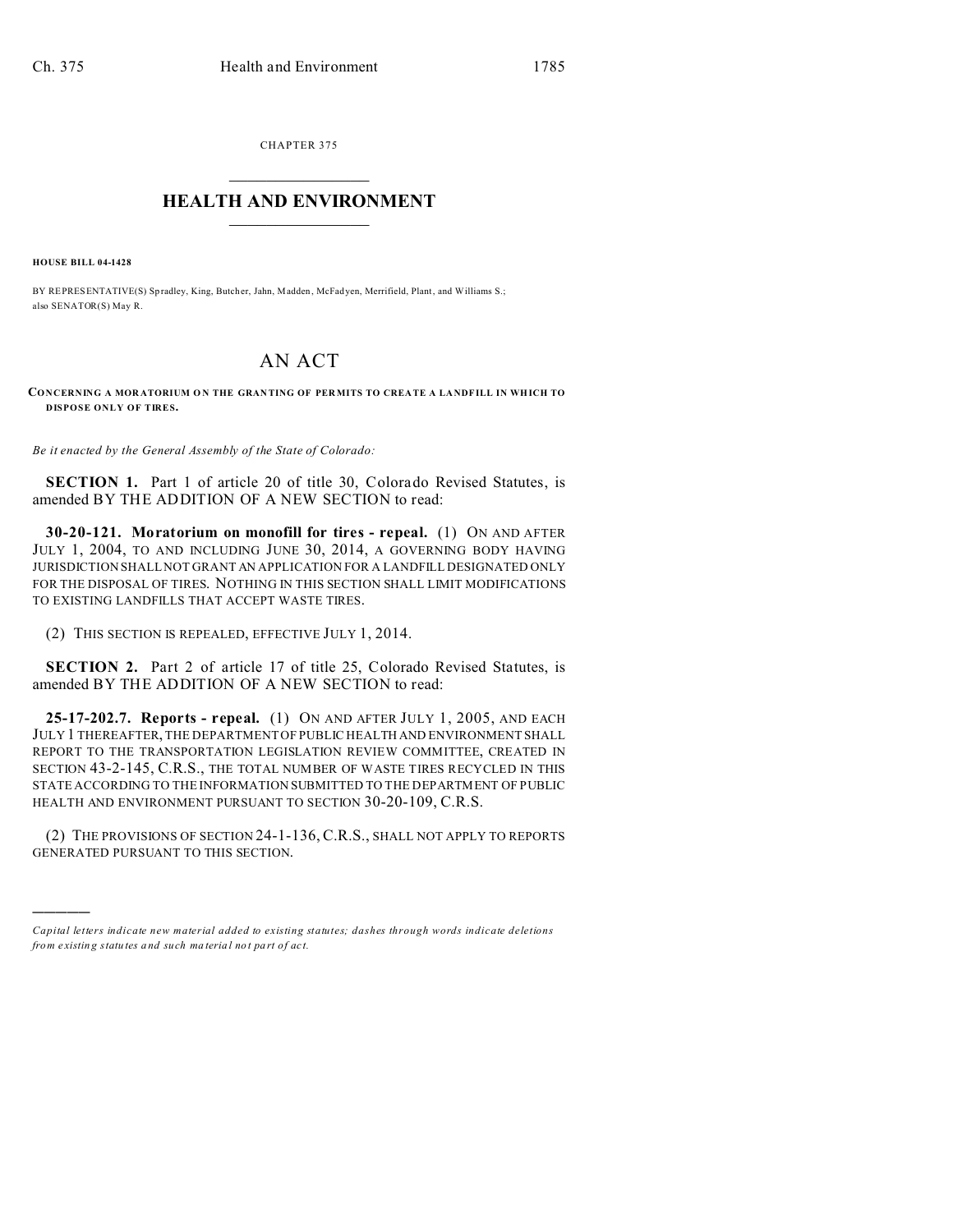CHAPTER 375

# HEALTH AND ENVIRONMENT

**HOUSE BILL 04-1428**

BY REPRESENTATIVE(S) Spradley, King, Butcher, Jahn, Madden, McFadyen, Merrifield, Plant, and Williams S.; also SENATOR(S) May R.

## AN ACT

**CONCERNING A MORATORIUM ON THE GRANTING OF PERMITS TO CREATE A LANDFILL IN WHICH TO DISPOSE ONLY OF TIRES.**

*Be it enacted by the General Assembly of the State of Colorado:*

**SECTION 1.** Part 1 of article 20 of title 30, Colorado Revised Statutes, is amended BY THE ADDITION OF A NEW SECTION to read:

**30-20-121. Moratorium on monofill for tires - repeal.** (1) ON AND AFTER JULY 1, 2004, TO AND INCLUDING JUNE 30, 2014, A GOVERNING BODY HAVING JURISDICTION SHALL NOT GRANT AN APPLICATION FOR A LANDFILL DESIGNATED ONLY FOR THE DISPOSAL OF TIRES. NOTHING IN THIS SECTION SHALL LIMIT MODIFICATIONS TO EXISTING LANDFILLS THAT ACCEPT WASTE TIRES.

(2) THIS SECTION IS REPEALED, EFFECTIVE JULY 1, 2014.

**SECTION 2.** Part 2 of article 17 of title 25, Colorado Revised Statutes, is amended BY THE ADDITION OF A NEW SECTION to read:

**25-17-202.7. Reports - repeal.** (1) ON AND AFTER JULY 1, 2005, AND EACH JULY 1 THEREAFTER, THE DEPARTMENT OF PUBLIC HEALTH AND ENVIRONMENT SHALL REPORT TO THE TRANSPORTATION LEGISLATION REVIEW COMMITTEE, CREATED IN SECTION 43-2-145, C.R.S., THE TOTAL NUMBER OF WASTE TIRES RECYCLED IN THIS STATE ACCORDING TO THE INFORMATION SUBMITTED TO THE DEPARTMENT OF PUBLIC HEALTH AND ENVIRONMENT PURSUANT TO SECTION 30-20-109, C.R.S.

(2) THE PROVISIONS OF SECTION 24-1-136, C.R.S., SHALL NOT APPLY TO REPORTS GENERATED PURSUANT TO THIS SECTION.

---

*Capital letters indicate new material added to existing statutes; dashes through words indicate deletions from existing statutes and such material not part of act.*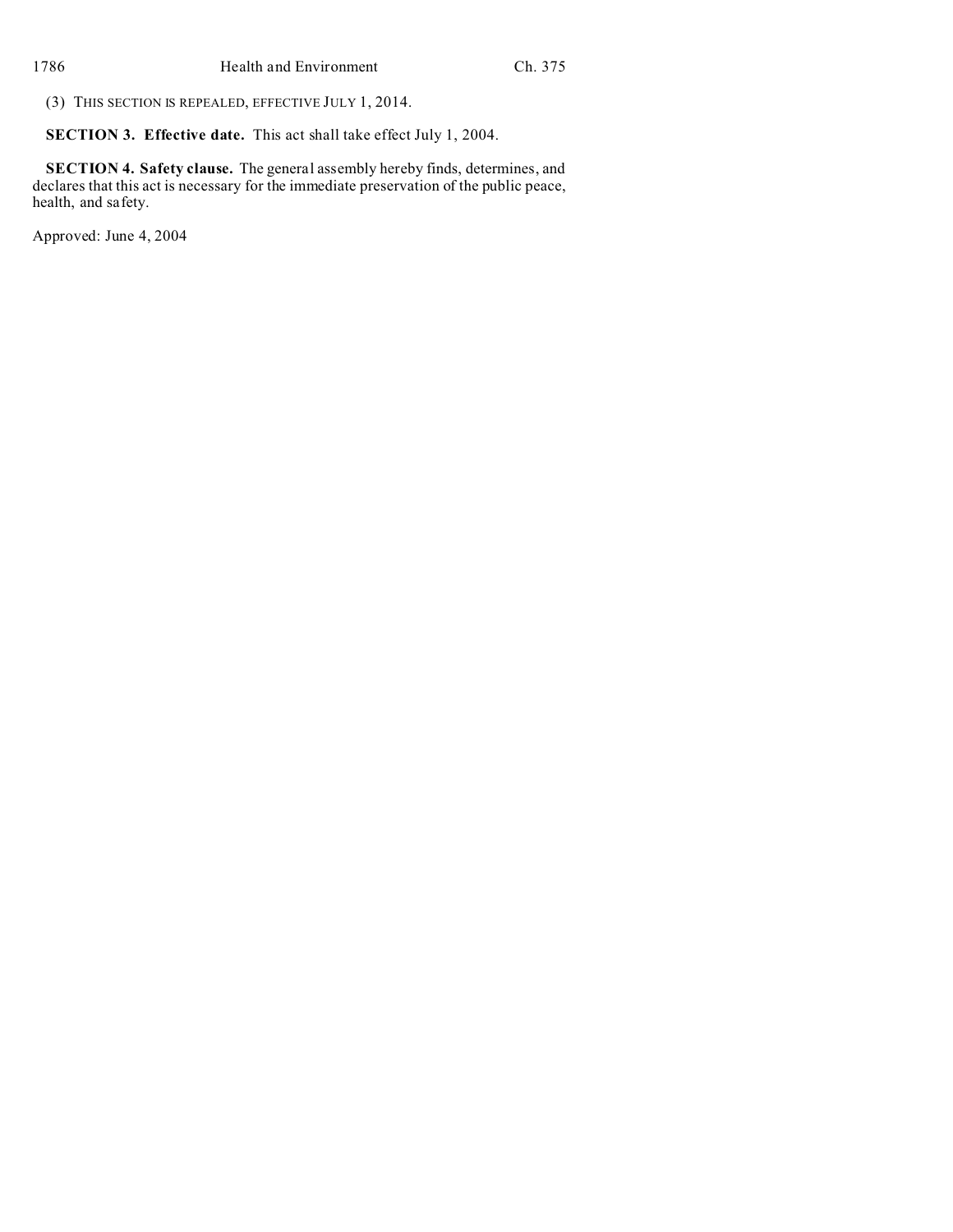(3) THIS SECTION IS REPEALED, EFFECTIVE JULY 1, 2014.

**SECTION 3. Effective date.** This act shall take effect July 1, 2004.

**SECTION 4. Safety clause.** The general assembly hereby finds, determines, and declares that this act is necessary for the immediate preservation of the public peace, health, and safety.

Approved: June 4, 2004